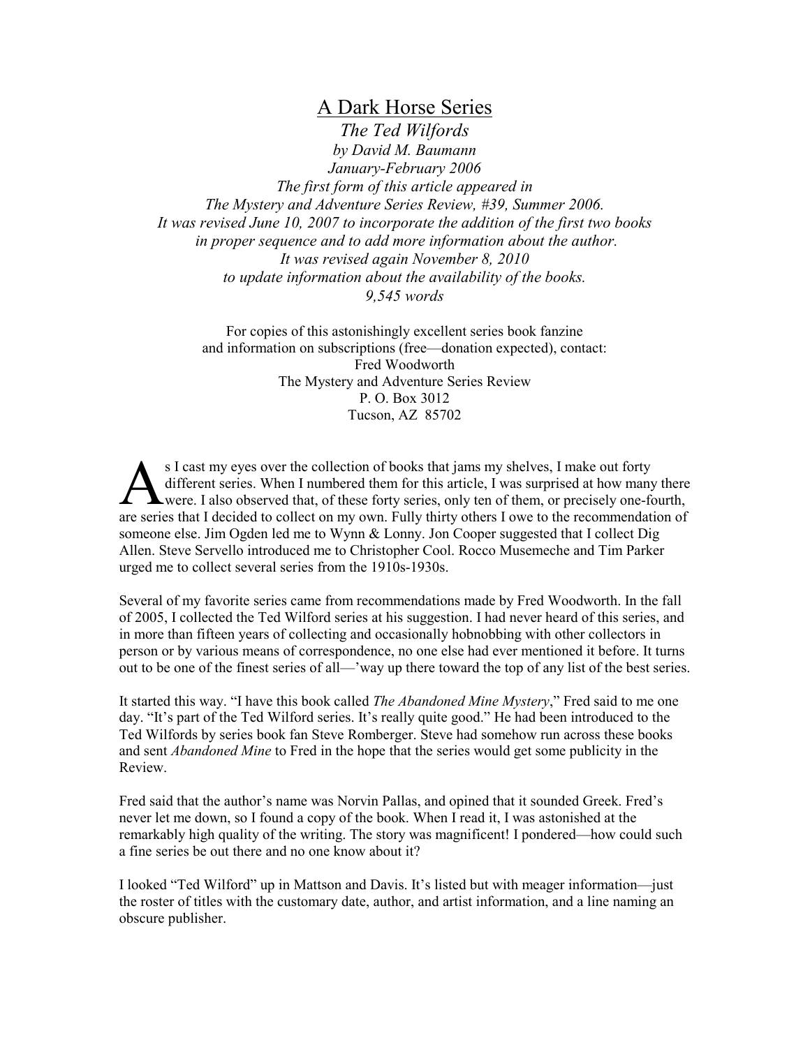# A Dark Horse Series

*The Ted Wilfords*

*by David M. Baumann*

*January-February 2006*

*The first form of this article appeared in*
*The Mystery and Adventure Series Review, #39, Summer 2006.*
*It was revised June 10, 2007 to incorporate the addition of the first two books*
*in proper sequence and to add more information about the author.*
*It was revised again November 8, 2010*
*to update information about the availability of the books.*
*9,545 words*

For copies of this astonishingly excellent series book fanzine
and information on subscriptions (free—donation expected), contact:
Fred Woodworth
The Mystery and Adventure Series Review
P. O. Box 3012
Tucson, AZ 85702

As I cast my eyes over the collection of books that jams my shelves, I make out forty different series. When I numbered them for this article, I was surprised at how many there were. I also observed that, of these forty series, only ten of them, or precisely one-fourth, are series that I decided to collect on my own. Fully thirty others I owe to the recommendation of someone else. Jim Ogden led me to Wynn & Lonny. Jon Cooper suggested that I collect Dig Allen. Steve Servello introduced me to Christopher Cool. Rocco Musemeche and Tim Parker urged me to collect several series from the 1910s-1930s.

Several of my favorite series came from recommendations made by Fred Woodworth. In the fall of 2005, I collected the Ted Wilford series at his suggestion. I had never heard of this series, and in more than fifteen years of collecting and occasionally hobnobbing with other collectors in person or by various means of correspondence, no one else had ever mentioned it before. It turns out to be one of the finest series of all—'way up there toward the top of any list of the best series.

It started this way. "I have this book called *The Abandoned Mine Mystery*," Fred said to me one day. "It's part of the Ted Wilford series. It's really quite good." He had been introduced to the Ted Wilfords by series book fan Steve Romberger. Steve had somehow run across these books and sent *Abandoned Mine* to Fred in the hope that the series would get some publicity in the Review.

Fred said that the author's name was Norvin Pallas, and opined that it sounded Greek. Fred's never let me down, so I found a copy of the book. When I read it, I was astonished at the remarkably high quality of the writing. The story was magnificent! I pondered—how could such a fine series be out there and no one know about it?

I looked "Ted Wilford" up in Mattson and Davis. It's listed but with meager information—just the roster of titles with the customary date, author, and artist information, and a line naming an obscure publisher.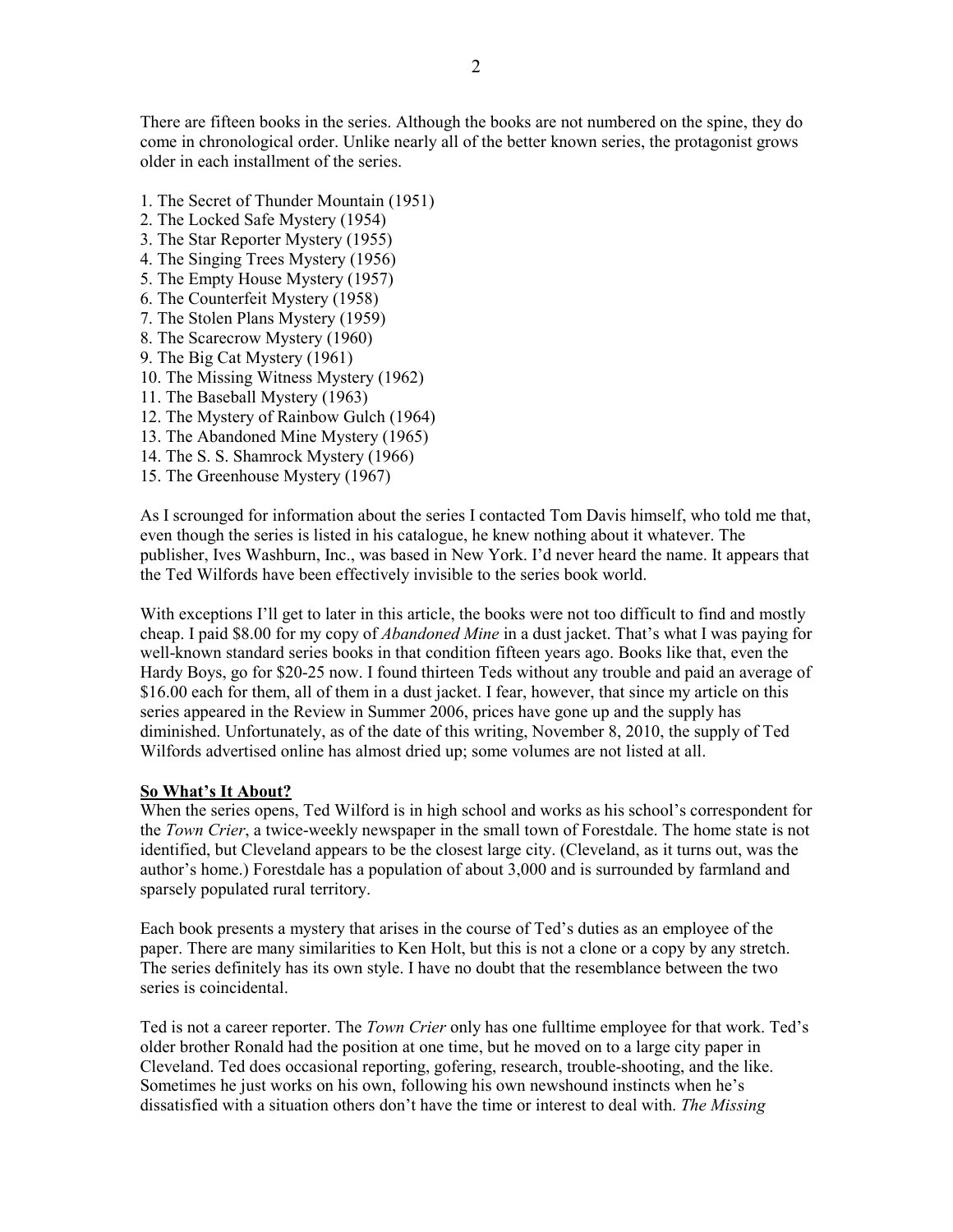There are fifteen books in the series. Although the books are not numbered on the spine, they do come in chronological order. Unlike nearly all of the better known series, the protagonist grows older in each installment of the series.

1. The Secret of Thunder Mountain (1951)
2. The Locked Safe Mystery (1954)
3. The Star Reporter Mystery (1955)
4. The Singing Trees Mystery (1956)
5. The Empty House Mystery (1957)
6. The Counterfeit Mystery (1958)
7. The Stolen Plans Mystery (1959)
8. The Scarecrow Mystery (1960)
9. The Big Cat Mystery (1961)
10. The Missing Witness Mystery (1962)
11. The Baseball Mystery (1963)
12. The Mystery of Rainbow Gulch (1964)
13. The Abandoned Mine Mystery (1965)
14. The S. S. Shamrock Mystery (1966)
15. The Greenhouse Mystery (1967)

As I scrounged for information about the series I contacted Tom Davis himself, who told me that, even though the series is listed in his catalogue, he knew nothing about it whatever. The publisher, Ives Washburn, Inc., was based in New York. I'd never heard the name. It appears that the Ted Wilfords have been effectively invisible to the series book world.

With exceptions I'll get to later in this article, the books were not too difficult to find and mostly cheap. I paid $8.00 for my copy of *Abandoned Mine* in a dust jacket. That's what I was paying for well-known standard series books in that condition fifteen years ago. Books like that, even the Hardy Boys, go for $20-25 now. I found thirteen Teds without any trouble and paid an average of $16.00 each for them, all of them in a dust jacket. I fear, however, that since my article on this series appeared in the Review in Summer 2006, prices have gone up and the supply has diminished. Unfortunately, as of the date of this writing, November 8, 2010, the supply of Ted Wilfords advertised online has almost dried up; some volumes are not listed at all.

**So What's It About?**

When the series opens, Ted Wilford is in high school and works as his school's correspondent for the *Town Crier*, a twice-weekly newspaper in the small town of Forestdale. The home state is not identified, but Cleveland appears to be the closest large city. (Cleveland, as it turns out, was the author's home.) Forestdale has a population of about 3,000 and is surrounded by farmland and sparsely populated rural territory.

Each book presents a mystery that arises in the course of Ted's duties as an employee of the paper. There are many similarities to Ken Holt, but this is not a clone or a copy by any stretch. The series definitely has its own style. I have no doubt that the resemblance between the two series is coincidental.

Ted is not a career reporter. The *Town Crier* only has one fulltime employee for that work. Ted's older brother Ronald had the position at one time, but he moved on to a large city paper in Cleveland. Ted does occasional reporting, gofering, research, trouble-shooting, and the like. Sometimes he just works on his own, following his own newshound instincts when he's dissatisfied with a situation others don't have the time or interest to deal with. *The Missing*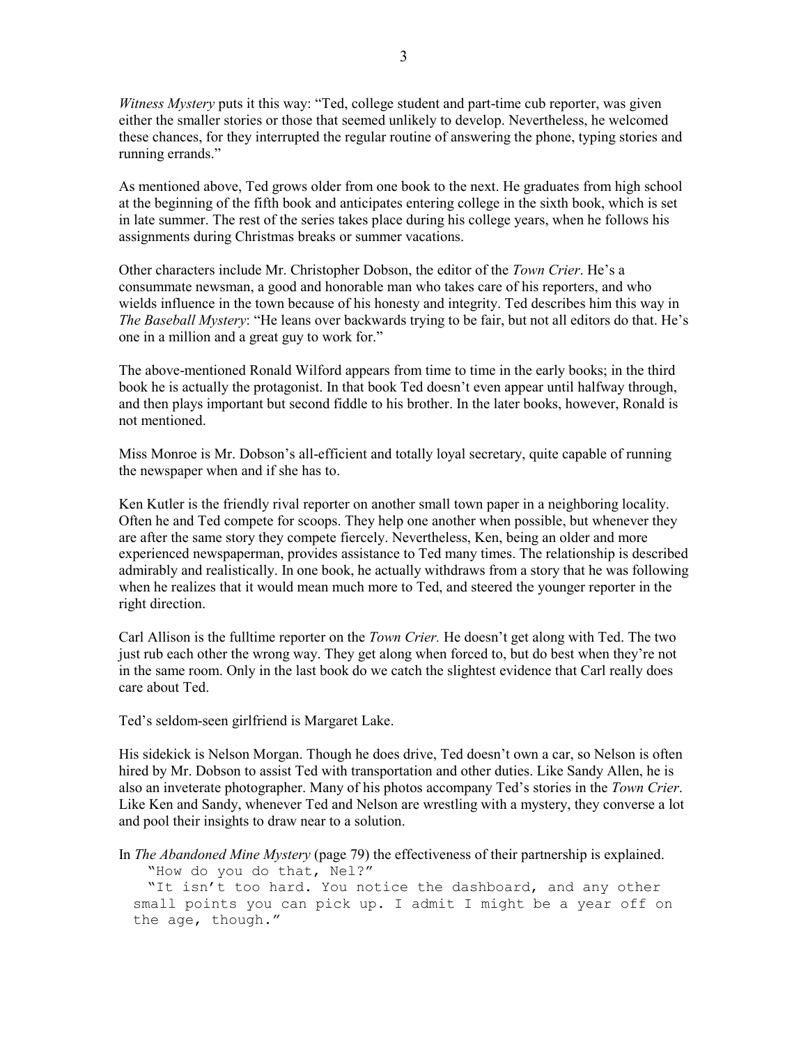*Witness Mystery* puts it this way: "Ted, college student and part-time cub reporter, was given either the smaller stories or those that seemed unlikely to develop. Nevertheless, he welcomed these chances, for they interrupted the regular routine of answering the phone, typing stories and running errands."

As mentioned above, Ted grows older from one book to the next. He graduates from high school at the beginning of the fifth book and anticipates entering college in the sixth book, which is set in late summer. The rest of the series takes place during his college years, when he follows his assignments during Christmas breaks or summer vacations.

Other characters include Mr. Christopher Dobson, the editor of the *Town Crier*. He's a consummate newsman, a good and honorable man who takes care of his reporters, and who wields influence in the town because of his honesty and integrity. Ted describes him this way in *The Baseball Mystery*: "He leans over backwards trying to be fair, but not all editors do that. He's one in a million and a great guy to work for."

The above-mentioned Ronald Wilford appears from time to time in the early books; in the third book he is actually the protagonist. In that book Ted doesn't even appear until halfway through, and then plays important but second fiddle to his brother. In the later books, however, Ronald is not mentioned.

Miss Monroe is Mr. Dobson's all-efficient and totally loyal secretary, quite capable of running the newspaper when and if she has to.

Ken Kutler is the friendly rival reporter on another small town paper in a neighboring locality. Often he and Ted compete for scoops. They help one another when possible, but whenever they are after the same story they compete fiercely. Nevertheless, Ken, being an older and more experienced newspaperman, provides assistance to Ted many times. The relationship is described admirably and realistically. In one book, he actually withdraws from a story that he was following when he realizes that it would mean much more to Ted, and steered the younger reporter in the right direction.

Carl Allison is the fulltime reporter on the *Town Crier.* He doesn't get along with Ted. The two just rub each other the wrong way. They get along when forced to, but do best when they're not in the same room. Only in the last book do we catch the slightest evidence that Carl really does care about Ted.

Ted's seldom-seen girlfriend is Margaret Lake.

His sidekick is Nelson Morgan. Though he does drive, Ted doesn't own a car, so Nelson is often hired by Mr. Dobson to assist Ted with transportation and other duties. Like Sandy Allen, he is also an inveterate photographer. Many of his photos accompany Ted's stories in the *Town Crier*. Like Ken and Sandy, whenever Ted and Nelson are wrestling with a mystery, they converse a lot and pool their insights to draw near to a solution.

In *The Abandoned Mine Mystery* (page 79) the effectiveness of their partnership is explained.

```
   "How do you do that, Nel?"
   "It isn't too hard. You notice the dashboard, and any other
 small points you can pick up. I admit I might be a year off on
 the age, though."
```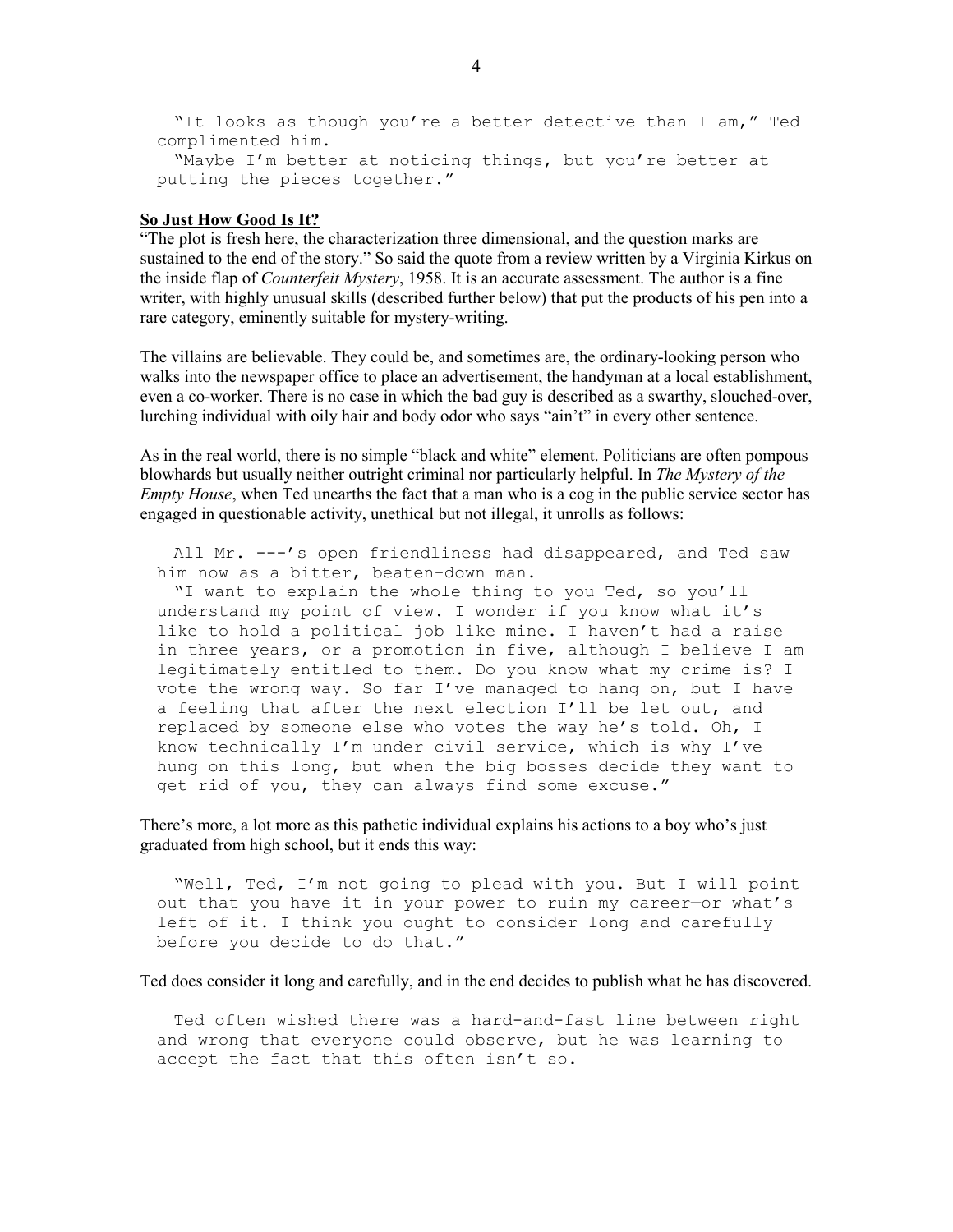"It looks as though you're a better detective than I am," Ted complimented him.

"Maybe I'm better at noticing things, but you're better at putting the pieces together."

## So Just How Good Is It?

"The plot is fresh here, the characterization three dimensional, and the question marks are sustained to the end of the story." So said the quote from a review written by a Virginia Kirkus on the inside flap of *Counterfeit Mystery*, 1958. It is an accurate assessment. The author is a fine writer, with highly unusual skills (described further below) that put the products of his pen into a rare category, eminently suitable for mystery-writing.

The villains are believable. They could be, and sometimes are, the ordinary-looking person who walks into the newspaper office to place an advertisement, the handyman at a local establishment, even a co-worker. There is no case in which the bad guy is described as a swarthy, slouched-over, lurching individual with oily hair and body odor who says "ain't" in every other sentence.

As in the real world, there is no simple "black and white" element. Politicians are often pompous blowhards but usually neither outright criminal nor particularly helpful. In *The Mystery of the Empty House*, when Ted unearths the fact that a man who is a cog in the public service sector has engaged in questionable activity, unethical but not illegal, it unrolls as follows:

> All Mr. ---'s open friendliness had disappeared, and Ted saw him now as a bitter, beaten-down man.
>
> "I want to explain the whole thing to you Ted, so you'll understand my point of view. I wonder if you know what it's like to hold a political job like mine. I haven't had a raise in three years, or a promotion in five, although I believe I am legitimately entitled to them. Do you know what my crime is? I vote the wrong way. So far I've managed to hang on, but I have a feeling that after the next election I'll be let out, and replaced by someone else who votes the way he's told. Oh, I know technically I'm under civil service, which is why I've hung on this long, but when the big bosses decide they want to get rid of you, they can always find some excuse."

There's more, a lot more as this pathetic individual explains his actions to a boy who's just graduated from high school, but it ends this way:

> "Well, Ted, I'm not going to plead with you. But I will point out that you have it in your power to ruin my career—or what's left of it. I think you ought to consider long and carefully before you decide to do that."

Ted does consider it long and carefully, and in the end decides to publish what he has discovered.

> Ted often wished there was a hard-and-fast line between right and wrong that everyone could observe, but he was learning to accept the fact that this often isn't so.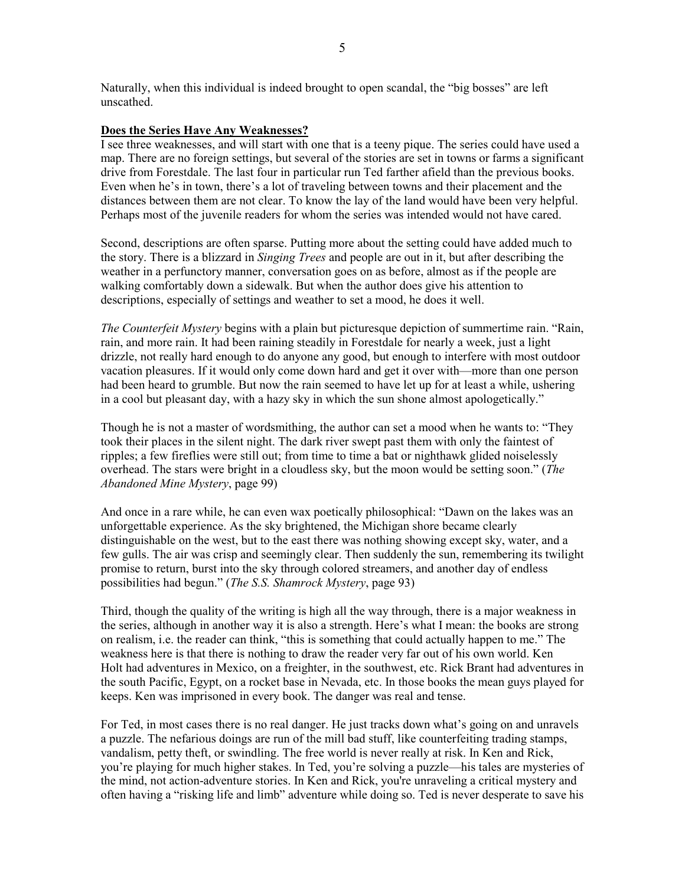Naturally, when this individual is indeed brought to open scandal, the "big bosses" are left unscathed.

**Does the Series Have Any Weaknesses?**

I see three weaknesses, and will start with one that is a teeny pique. The series could have used a map. There are no foreign settings, but several of the stories are set in towns or farms a significant drive from Forestdale. The last four in particular run Ted farther afield than the previous books. Even when he's in town, there's a lot of traveling between towns and their placement and the distances between them are not clear. To know the lay of the land would have been very helpful. Perhaps most of the juvenile readers for whom the series was intended would not have cared.

Second, descriptions are often sparse. Putting more about the setting could have added much to the story. There is a blizzard in *Singing Trees* and people are out in it, but after describing the weather in a perfunctory manner, conversation goes on as before, almost as if the people are walking comfortably down a sidewalk. But when the author does give his attention to descriptions, especially of settings and weather to set a mood, he does it well.

*The Counterfeit Mystery* begins with a plain but picturesque depiction of summertime rain. "Rain, rain, and more rain. It had been raining steadily in Forestdale for nearly a week, just a light drizzle, not really hard enough to do anyone any good, but enough to interfere with most outdoor vacation pleasures. If it would only come down hard and get it over with—more than one person had been heard to grumble. But now the rain seemed to have let up for at least a while, ushering in a cool but pleasant day, with a hazy sky in which the sun shone almost apologetically."

Though he is not a master of wordsmithing, the author can set a mood when he wants to: "They took their places in the silent night. The dark river swept past them with only the faintest of ripples; a few fireflies were still out; from time to time a bat or nighthawk glided noiselessly overhead. The stars were bright in a cloudless sky, but the moon would be setting soon." (*The Abandoned Mine Mystery*, page 99)

And once in a rare while, he can even wax poetically philosophical: "Dawn on the lakes was an unforgettable experience. As the sky brightened, the Michigan shore became clearly distinguishable on the west, but to the east there was nothing showing except sky, water, and a few gulls. The air was crisp and seemingly clear. Then suddenly the sun, remembering its twilight promise to return, burst into the sky through colored streamers, and another day of endless possibilities had begun." (*The S.S. Shamrock Mystery*, page 93)

Third, though the quality of the writing is high all the way through, there is a major weakness in the series, although in another way it is also a strength. Here's what I mean: the books are strong on realism, i.e. the reader can think, "this is something that could actually happen to me." The weakness here is that there is nothing to draw the reader very far out of his own world. Ken Holt had adventures in Mexico, on a freighter, in the southwest, etc. Rick Brant had adventures in the south Pacific, Egypt, on a rocket base in Nevada, etc. In those books the mean guys played for keeps. Ken was imprisoned in every book. The danger was real and tense.

For Ted, in most cases there is no real danger. He just tracks down what's going on and unravels a puzzle. The nefarious doings are run of the mill bad stuff, like counterfeiting trading stamps, vandalism, petty theft, or swindling. The free world is never really at risk. In Ken and Rick, you're playing for much higher stakes. In Ted, you're solving a puzzle—his tales are mysteries of the mind, not action-adventure stories. In Ken and Rick, you're unraveling a critical mystery and often having a "risking life and limb" adventure while doing so. Ted is never desperate to save his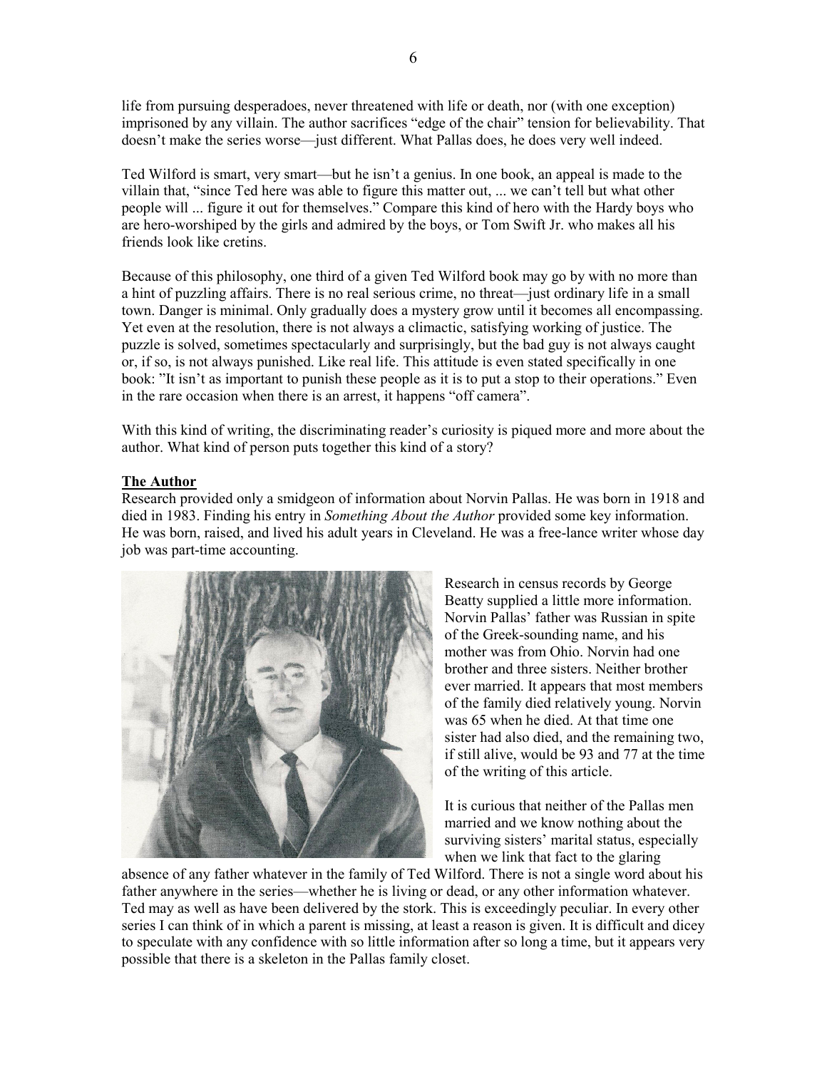life from pursuing desperadoes, never threatened with life or death, nor (with one exception) imprisoned by any villain. The author sacrifices "edge of the chair" tension for believability. That doesn't make the series worse—just different. What Pallas does, he does very well indeed.

Ted Wilford is smart, very smart—but he isn't a genius. In one book, an appeal is made to the villain that, "since Ted here was able to figure this matter out, ... we can't tell but what other people will ... figure it out for themselves." Compare this kind of hero with the Hardy boys who are hero-worshiped by the girls and admired by the boys, or Tom Swift Jr. who makes all his friends look like cretins.

Because of this philosophy, one third of a given Ted Wilford book may go by with no more than a hint of puzzling affairs. There is no real serious crime, no threat—just ordinary life in a small town. Danger is minimal. Only gradually does a mystery grow until it becomes all encompassing. Yet even at the resolution, there is not always a climactic, satisfying working of justice. The puzzle is solved, sometimes spectacularly and surprisingly, but the bad guy is not always caught or, if so, is not always punished. Like real life. This attitude is even stated specifically in one book: "It isn't as important to punish these people as it is to put a stop to their operations." Even in the rare occasion when there is an arrest, it happens "off camera".

With this kind of writing, the discriminating reader's curiosity is piqued more and more about the author. What kind of person puts together this kind of a story?

**The Author**

Research provided only a smidgeon of information about Norvin Pallas. He was born in 1918 and died in 1983. Finding his entry in *Something About the Author* provided some key information. He was born, raised, and lived his adult years in Cleveland. He was a free-lance writer whose day job was part-time accounting.

Research in census records by George Beatty supplied a little more information. Norvin Pallas' father was Russian in spite of the Greek-sounding name, and his mother was from Ohio. Norvin had one brother and three sisters. Neither brother ever married. It appears that most members of the family died relatively young. Norvin was 65 when he died. At that time one sister had also died, and the remaining two, if still alive, would be 93 and 77 at the time of the writing of this article.

It is curious that neither of the Pallas men married and we know nothing about the surviving sisters' marital status, especially when we link that fact to the glaring absence of any father whatever in the family of Ted Wilford. There is not a single word about his father anywhere in the series—whether he is living or dead, or any other information whatever. Ted may as well as have been delivered by the stork. This is exceedingly peculiar. In every other series I can think of in which a parent is missing, at least a reason is given. It is difficult and dicey to speculate with any confidence with so little information after so long a time, but it appears very possible that there is a skeleton in the Pallas family closet.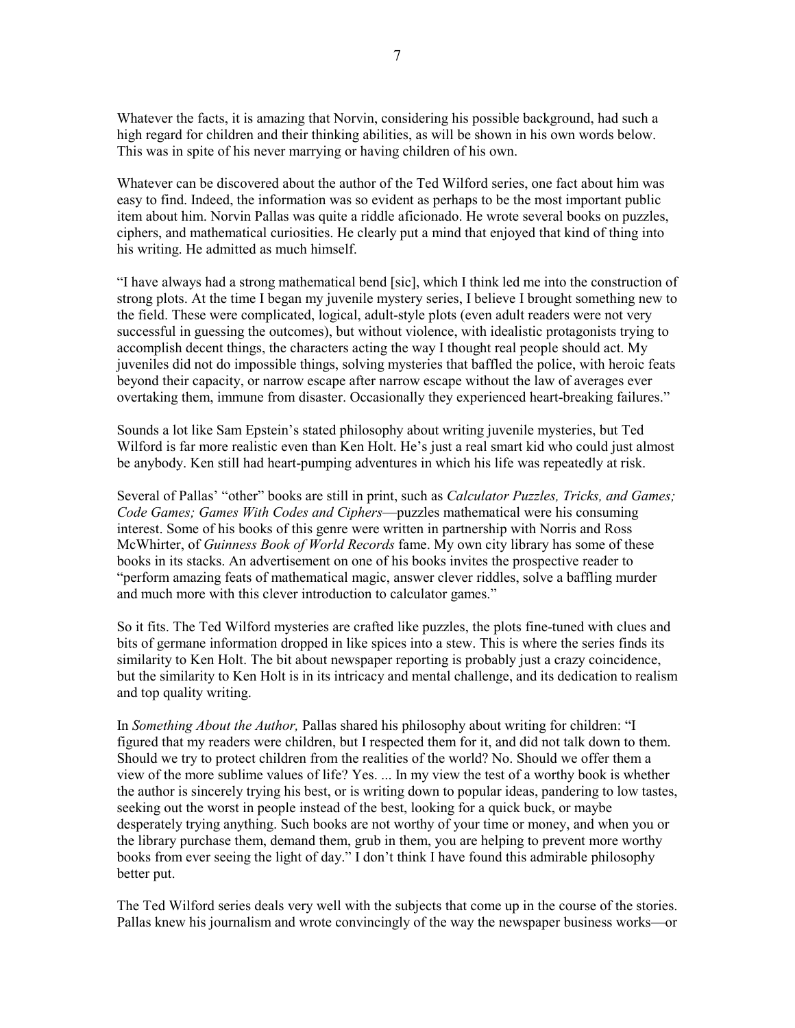Whatever the facts, it is amazing that Norvin, considering his possible background, had such a high regard for children and their thinking abilities, as will be shown in his own words below. This was in spite of his never marrying or having children of his own.

Whatever can be discovered about the author of the Ted Wilford series, one fact about him was easy to find. Indeed, the information was so evident as perhaps to be the most important public item about him. Norvin Pallas was quite a riddle aficionado. He wrote several books on puzzles, ciphers, and mathematical curiosities. He clearly put a mind that enjoyed that kind of thing into his writing. He admitted as much himself.

"I have always had a strong mathematical bend [sic], which I think led me into the construction of strong plots. At the time I began my juvenile mystery series, I believe I brought something new to the field. These were complicated, logical, adult-style plots (even adult readers were not very successful in guessing the outcomes), but without violence, with idealistic protagonists trying to accomplish decent things, the characters acting the way I thought real people should act. My juveniles did not do impossible things, solving mysteries that baffled the police, with heroic feats beyond their capacity, or narrow escape after narrow escape without the law of averages ever overtaking them, immune from disaster. Occasionally they experienced heart-breaking failures."

Sounds a lot like Sam Epstein's stated philosophy about writing juvenile mysteries, but Ted Wilford is far more realistic even than Ken Holt. He's just a real smart kid who could just almost be anybody. Ken still had heart-pumping adventures in which his life was repeatedly at risk.

Several of Pallas' "other" books are still in print, such as *Calculator Puzzles, Tricks, and Games; Code Games; Games With Codes and Ciphers*—puzzles mathematical were his consuming interest. Some of his books of this genre were written in partnership with Norris and Ross McWhirter, of *Guinness Book of World Records* fame. My own city library has some of these books in its stacks. An advertisement on one of his books invites the prospective reader to "perform amazing feats of mathematical magic, answer clever riddles, solve a baffling murder and much more with this clever introduction to calculator games."

So it fits. The Ted Wilford mysteries are crafted like puzzles, the plots fine-tuned with clues and bits of germane information dropped in like spices into a stew. This is where the series finds its similarity to Ken Holt. The bit about newspaper reporting is probably just a crazy coincidence, but the similarity to Ken Holt is in its intricacy and mental challenge, and its dedication to realism and top quality writing.

In *Something About the Author,* Pallas shared his philosophy about writing for children: "I figured that my readers were children, but I respected them for it, and did not talk down to them. Should we try to protect children from the realities of the world? No. Should we offer them a view of the more sublime values of life? Yes. ... In my view the test of a worthy book is whether the author is sincerely trying his best, or is writing down to popular ideas, pandering to low tastes, seeking out the worst in people instead of the best, looking for a quick buck, or maybe desperately trying anything. Such books are not worthy of your time or money, and when you or the library purchase them, demand them, grub in them, you are helping to prevent more worthy books from ever seeing the light of day." I don't think I have found this admirable philosophy better put.

The Ted Wilford series deals very well with the subjects that come up in the course of the stories. Pallas knew his journalism and wrote convincingly of the way the newspaper business works—or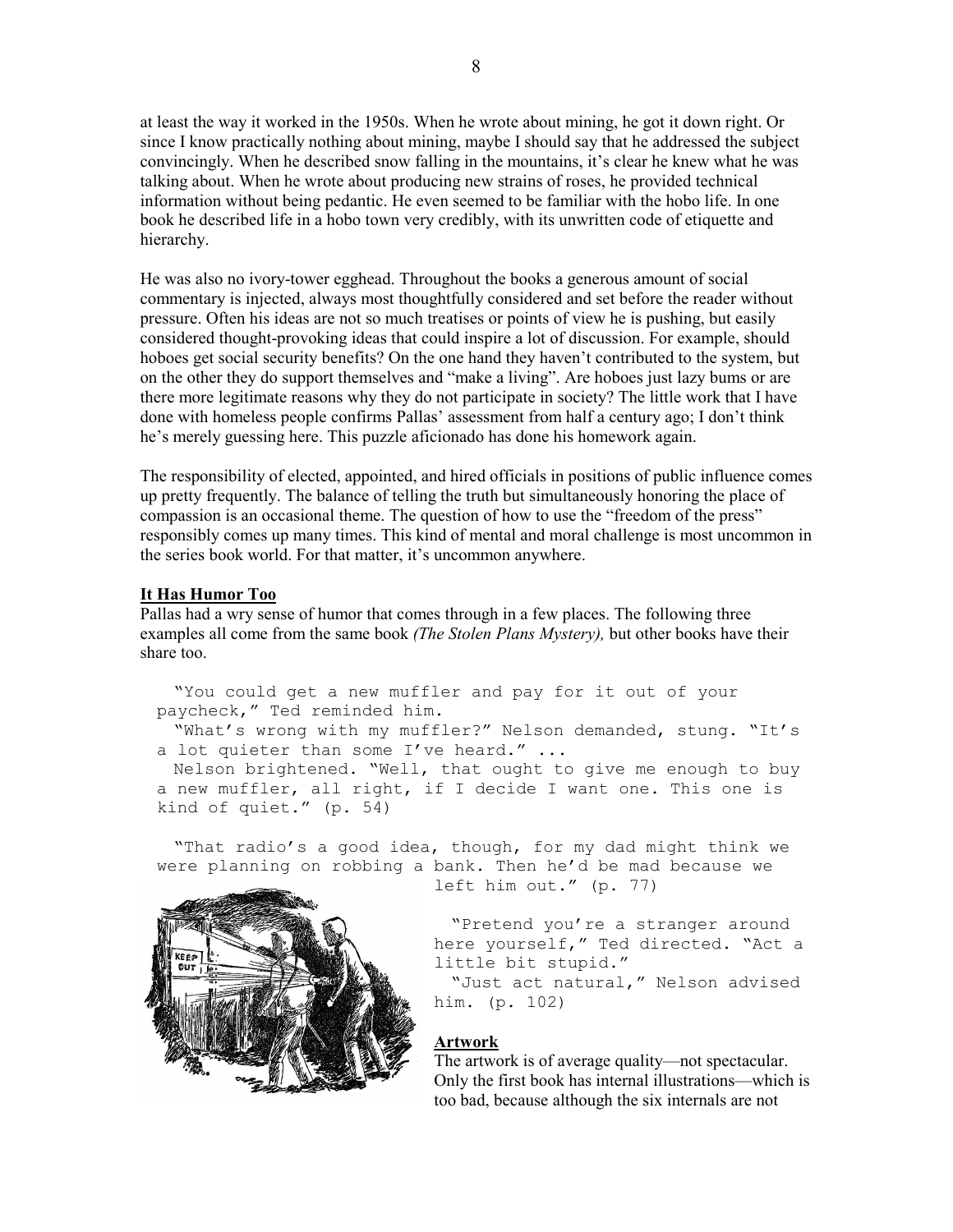at least the way it worked in the 1950s. When he wrote about mining, he got it down right. Or since I know practically nothing about mining, maybe I should say that he addressed the subject convincingly. When he described snow falling in the mountains, it's clear he knew what he was talking about. When he wrote about producing new strains of roses, he provided technical information without being pedantic. He even seemed to be familiar with the hobo life. In one book he described life in a hobo town very credibly, with its unwritten code of etiquette and hierarchy.

He was also no ivory-tower egghead. Throughout the books a generous amount of social commentary is injected, always most thoughtfully considered and set before the reader without pressure. Often his ideas are not so much treatises or points of view he is pushing, but easily considered thought-provoking ideas that could inspire a lot of discussion. For example, should hoboes get social security benefits? On the one hand they haven't contributed to the system, but on the other they do support themselves and "make a living". Are hoboes just lazy bums or are there more legitimate reasons why they do not participate in society? The little work that I have done with homeless people confirms Pallas' assessment from half a century ago; I don't think he's merely guessing here. This puzzle aficionado has done his homework again.

The responsibility of elected, appointed, and hired officials in positions of public influence comes up pretty frequently. The balance of telling the truth but simultaneously honoring the place of compassion is an occasional theme. The question of how to use the "freedom of the press" responsibly comes up many times. This kind of mental and moral challenge is most uncommon in the series book world. For that matter, it's uncommon anywhere.

**It Has Humor Too**

Pallas had a wry sense of humor that comes through in a few places. The following three examples all come from the same book *(The Stolen Plans Mystery),* but other books have their share too.

> "You could get a new muffler and pay for it out of your paycheck," Ted reminded him.
> "What's wrong with my muffler?" Nelson demanded, stung. "It's a lot quieter than some I've heard." ...
> Nelson brightened. "Well, that ought to give me enough to buy a new muffler, all right, if I decide I want one. This one is kind of quiet." (p. 54)

> "That radio's a good idea, though, for my dad might think we were planning on robbing a bank. Then he'd be mad because we left him out." (p. 77)

> "Pretend you're a stranger around here yourself," Ted directed. "Act a little bit stupid."
> "Just act natural," Nelson advised him. (p. 102)

**Artwork**

The artwork is of average quality—not spectacular. Only the first book has internal illustrations—which is too bad, because although the six internals are not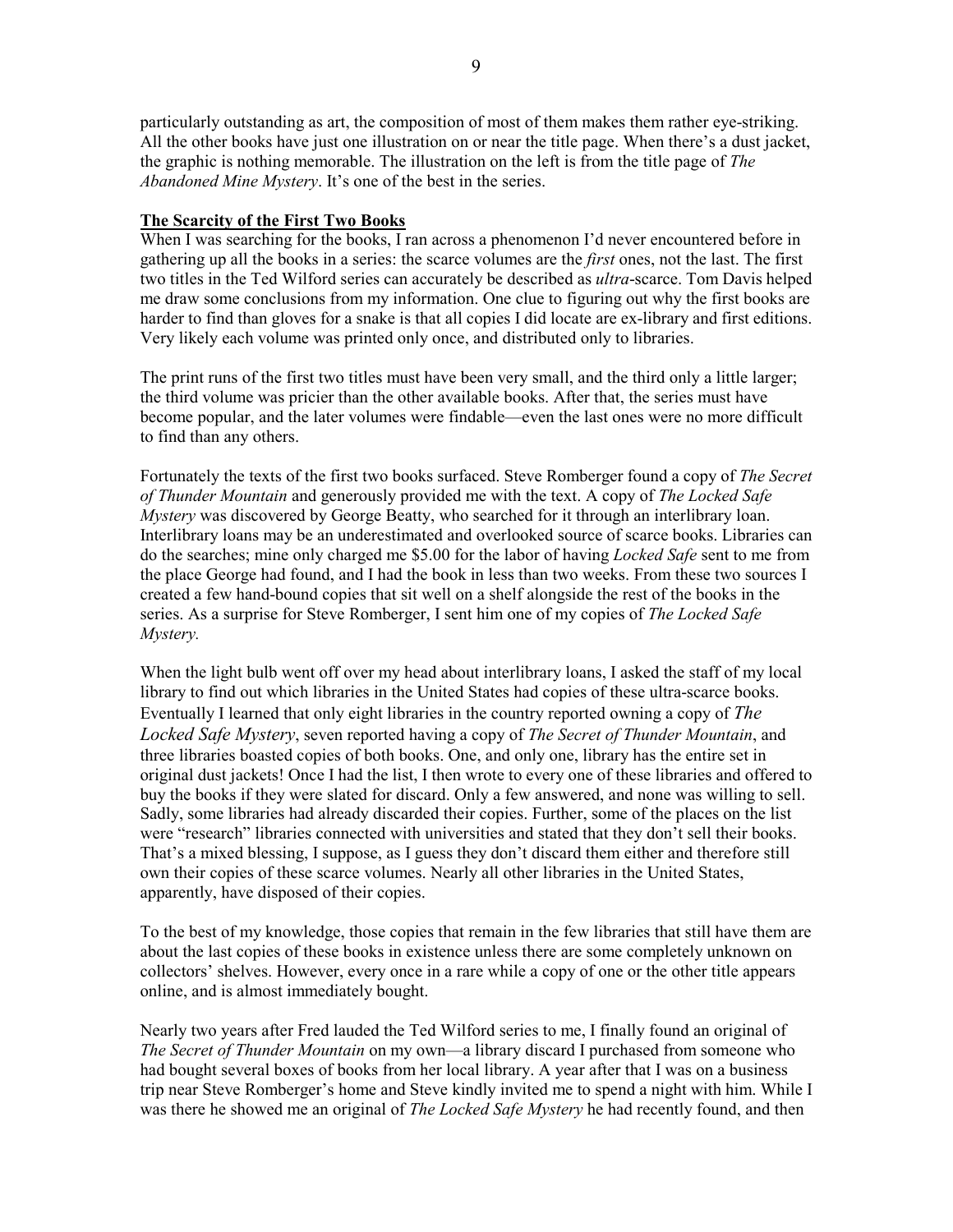particularly outstanding as art, the composition of most of them makes them rather eye-striking. All the other books have just one illustration on or near the title page. When there's a dust jacket, the graphic is nothing memorable. The illustration on the left is from the title page of *The Abandoned Mine Mystery*. It's one of the best in the series.

**The Scarcity of the First Two Books**

When I was searching for the books, I ran across a phenomenon I'd never encountered before in gathering up all the books in a series: the scarce volumes are the *first* ones, not the last. The first two titles in the Ted Wilford series can accurately be described as *ultra*-scarce. Tom Davis helped me draw some conclusions from my information. One clue to figuring out why the first books are harder to find than gloves for a snake is that all copies I did locate are ex-library and first editions. Very likely each volume was printed only once, and distributed only to libraries.

The print runs of the first two titles must have been very small, and the third only a little larger; the third volume was pricier than the other available books. After that, the series must have become popular, and the later volumes were findable—even the last ones were no more difficult to find than any others.

Fortunately the texts of the first two books surfaced. Steve Romberger found a copy of *The Secret of Thunder Mountain* and generously provided me with the text. A copy of *The Locked Safe Mystery* was discovered by George Beatty, who searched for it through an interlibrary loan. Interlibrary loans may be an underestimated and overlooked source of scarce books. Libraries can do the searches; mine only charged me $5.00 for the labor of having *Locked Safe* sent to me from the place George had found, and I had the book in less than two weeks. From these two sources I created a few hand-bound copies that sit well on a shelf alongside the rest of the books in the series. As a surprise for Steve Romberger, I sent him one of my copies of *The Locked Safe Mystery.*

When the light bulb went off over my head about interlibrary loans, I asked the staff of my local library to find out which libraries in the United States had copies of these ultra-scarce books. Eventually I learned that only eight libraries in the country reported owning a copy of *The Locked Safe Mystery*, seven reported having a copy of *The Secret of Thunder Mountain*, and three libraries boasted copies of both books. One, and only one, library has the entire set in original dust jackets! Once I had the list, I then wrote to every one of these libraries and offered to buy the books if they were slated for discard. Only a few answered, and none was willing to sell. Sadly, some libraries had already discarded their copies. Further, some of the places on the list were "research" libraries connected with universities and stated that they don't sell their books. That's a mixed blessing, I suppose, as I guess they don't discard them either and therefore still own their copies of these scarce volumes. Nearly all other libraries in the United States, apparently, have disposed of their copies.

To the best of my knowledge, those copies that remain in the few libraries that still have them are about the last copies of these books in existence unless there are some completely unknown on collectors' shelves. However, every once in a rare while a copy of one or the other title appears online, and is almost immediately bought.

Nearly two years after Fred lauded the Ted Wilford series to me, I finally found an original of *The Secret of Thunder Mountain* on my own—a library discard I purchased from someone who had bought several boxes of books from her local library. A year after that I was on a business trip near Steve Romberger's home and Steve kindly invited me to spend a night with him. While I was there he showed me an original of *The Locked Safe Mystery* he had recently found, and then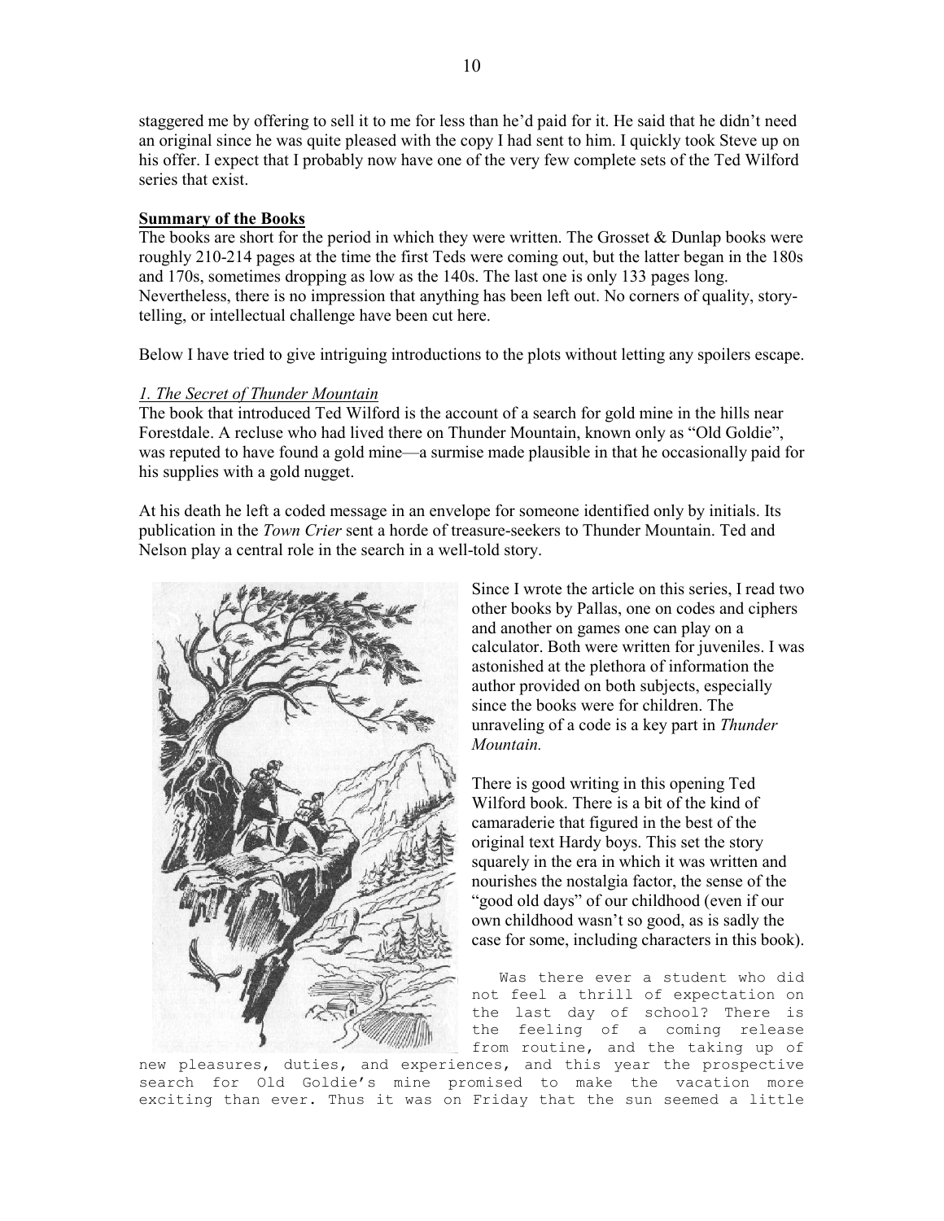staggered me by offering to sell it to me for less than he'd paid for it. He said that he didn't need an original since he was quite pleased with the copy I had sent to him. I quickly took Steve up on his offer. I expect that I probably now have one of the very few complete sets of the Ted Wilford series that exist.

**Summary of the Books**

The books are short for the period in which they were written. The Grosset & Dunlap books were roughly 210-214 pages at the time the first Teds were coming out, but the latter began in the 180s and 170s, sometimes dropping as low as the 140s. The last one is only 133 pages long. Nevertheless, there is no impression that anything has been left out. No corners of quality, story-telling, or intellectual challenge have been cut here.

Below I have tried to give intriguing introductions to the plots without letting any spoilers escape.

*1. The Secret of Thunder Mountain*

The book that introduced Ted Wilford is the account of a search for gold mine in the hills near Forestdale. A recluse who had lived there on Thunder Mountain, known only as "Old Goldie", was reputed to have found a gold mine—a surmise made plausible in that he occasionally paid for his supplies with a gold nugget.

At his death he left a coded message in an envelope for someone identified only by initials. Its publication in the *Town Crier* sent a horde of treasure-seekers to Thunder Mountain. Ted and Nelson play a central role in the search in a well-told story.

Since I wrote the article on this series, I read two other books by Pallas, one on codes and ciphers and another on games one can play on a calculator. Both were written for juveniles. I was astonished at the plethora of information the author provided on both subjects, especially since the books were for children. The unraveling of a code is a key part in *Thunder Mountain.*

There is good writing in this opening Ted Wilford book. There is a bit of the kind of camaraderie that figured in the best of the original text Hardy boys. This set the story squarely in the era in which it was written and nourishes the nostalgia factor, the sense of the "good old days" of our childhood (even if our own childhood wasn't so good, as is sadly the case for some, including characters in this book).

> Was there ever a student who did not feel a thrill of expectation on the last day of school? There is the feeling of a coming release from routine, and the taking up of new pleasures, duties, and experiences, and this year the prospective search for Old Goldie's mine promised to make the vacation more exciting than ever. Thus it was on Friday that the sun seemed a little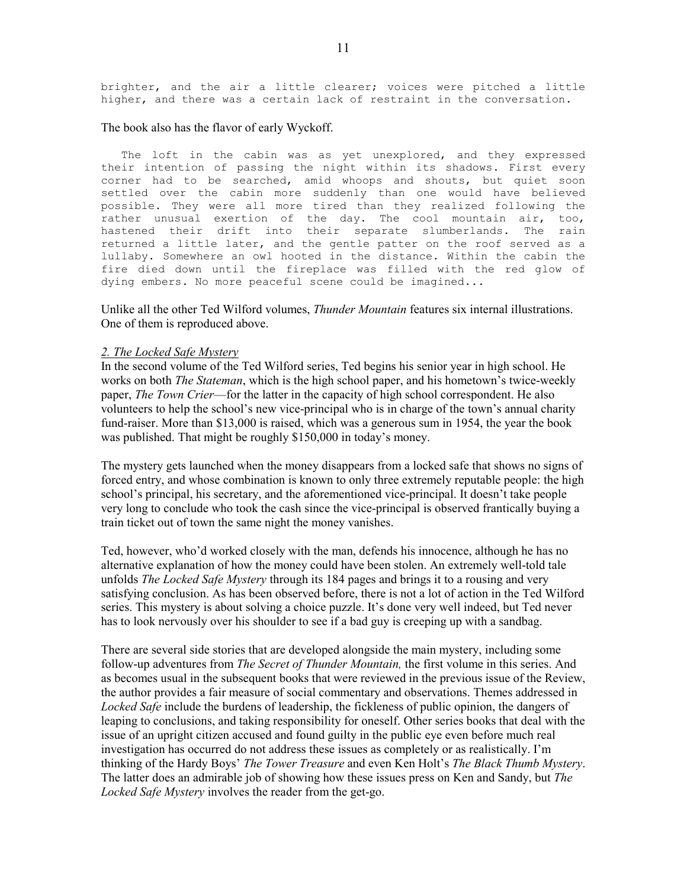brighter, and the air a little clearer; voices were pitched a little higher, and there was a certain lack of restraint in the conversation.

The book also has the flavor of early Wyckoff.

> The loft in the cabin was as yet unexplored, and they expressed their intention of passing the night within its shadows. First every corner had to be searched, amid whoops and shouts, but quiet soon settled over the cabin more suddenly than one would have believed possible. They were all more tired than they realized following the rather unusual exertion of the day. The cool mountain air, too, hastened their drift into their separate slumberlands. The rain returned a little later, and the gentle patter on the roof served as a lullaby. Somewhere an owl hooted in the distance. Within the cabin the fire died down until the fireplace was filled with the red glow of dying embers. No more peaceful scene could be imagined...

Unlike all the other Ted Wilford volumes, *Thunder Mountain* features six internal illustrations. One of them is reproduced above.

*2. The Locked Safe Mystery*

In the second volume of the Ted Wilford series, Ted begins his senior year in high school. He works on both *The Stateman*, which is the high school paper, and his hometown's twice-weekly paper, *The Town Crier*—for the latter in the capacity of high school correspondent. He also volunteers to help the school's new vice-principal who is in charge of the town's annual charity fund-raiser. More than $13,000 is raised, which was a generous sum in 1954, the year the book was published. That might be roughly $150,000 in today's money.

The mystery gets launched when the money disappears from a locked safe that shows no signs of forced entry, and whose combination is known to only three extremely reputable people: the high school's principal, his secretary, and the aforementioned vice-principal. It doesn't take people very long to conclude who took the cash since the vice-principal is observed frantically buying a train ticket out of town the same night the money vanishes.

Ted, however, who'd worked closely with the man, defends his innocence, although he has no alternative explanation of how the money could have been stolen. An extremely well-told tale unfolds *The Locked Safe Mystery* through its 184 pages and brings it to a rousing and very satisfying conclusion. As has been observed before, there is not a lot of action in the Ted Wilford series. This mystery is about solving a choice puzzle. It's done very well indeed, but Ted never has to look nervously over his shoulder to see if a bad guy is creeping up with a sandbag.

There are several side stories that are developed alongside the main mystery, including some follow-up adventures from *The Secret of Thunder Mountain,* the first volume in this series. And as becomes usual in the subsequent books that were reviewed in the previous issue of the Review, the author provides a fair measure of social commentary and observations. Themes addressed in *Locked Safe* include the burdens of leadership, the fickleness of public opinion, the dangers of leaping to conclusions, and taking responsibility for oneself. Other series books that deal with the issue of an upright citizen accused and found guilty in the public eye even before much real investigation has occurred do not address these issues as completely or as realistically. I'm thinking of the Hardy Boys' *The Tower Treasure* and even Ken Holt's *The Black Thumb Mystery*. The latter does an admirable job of showing how these issues press on Ken and Sandy, but *The Locked Safe Mystery* involves the reader from the get-go.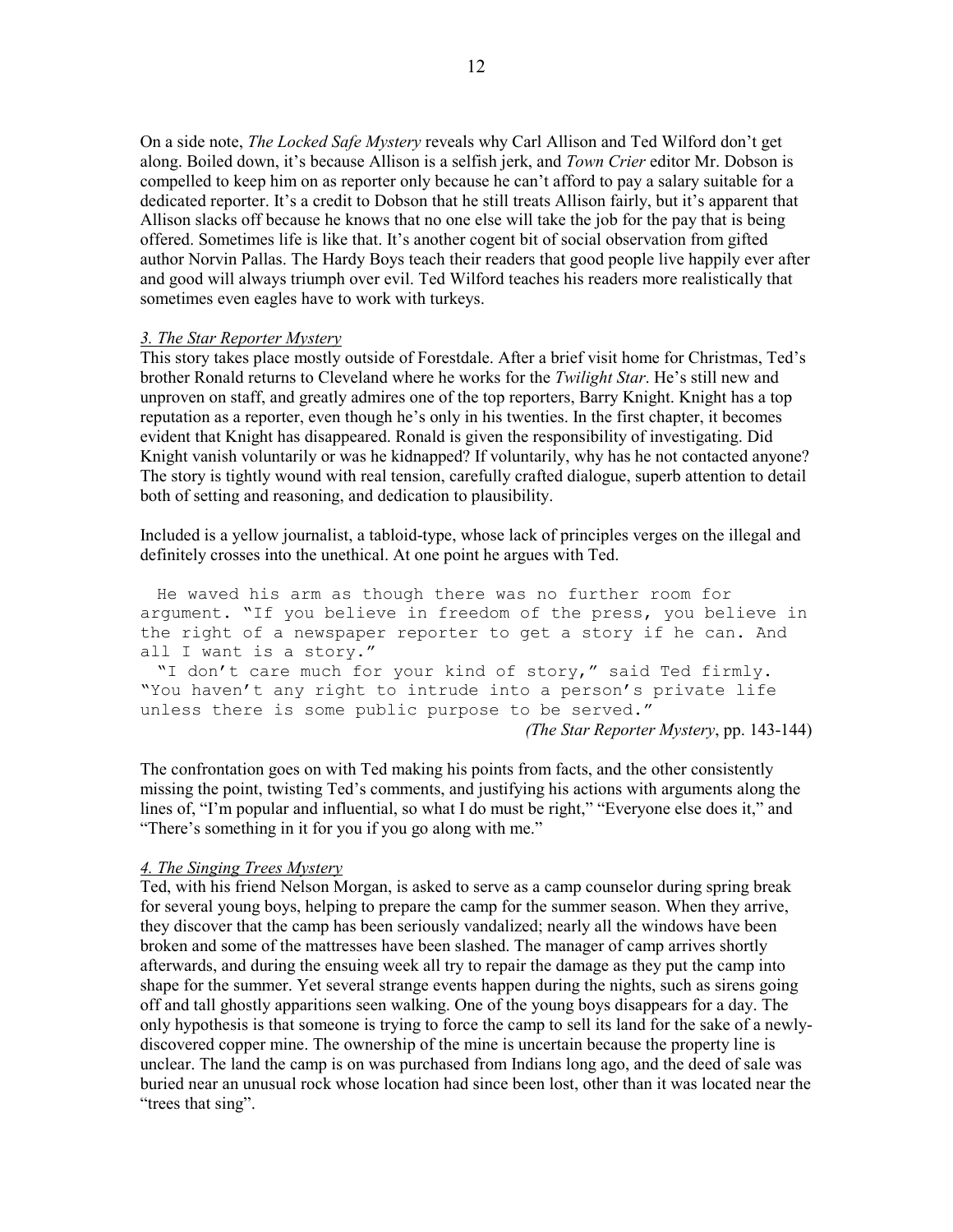On a side note, *The Locked Safe Mystery* reveals why Carl Allison and Ted Wilford don't get along. Boiled down, it's because Allison is a selfish jerk, and *Town Crier* editor Mr. Dobson is compelled to keep him on as reporter only because he can't afford to pay a salary suitable for a dedicated reporter. It's a credit to Dobson that he still treats Allison fairly, but it's apparent that Allison slacks off because he knows that no one else will take the job for the pay that is being offered. Sometimes life is like that. It's another cogent bit of social observation from gifted author Norvin Pallas. The Hardy Boys teach their readers that good people live happily ever after and good will always triumph over evil. Ted Wilford teaches his readers more realistically that sometimes even eagles have to work with turkeys.

*3. The Star Reporter Mystery*

This story takes place mostly outside of Forestdale. After a brief visit home for Christmas, Ted's brother Ronald returns to Cleveland where he works for the *Twilight Star*. He's still new and unproven on staff, and greatly admires one of the top reporters, Barry Knight. Knight has a top reputation as a reporter, even though he's only in his twenties. In the first chapter, it becomes evident that Knight has disappeared. Ronald is given the responsibility of investigating. Did Knight vanish voluntarily or was he kidnapped? If voluntarily, why has he not contacted anyone? The story is tightly wound with real tension, carefully crafted dialogue, superb attention to detail both of setting and reasoning, and dedication to plausibility.

Included is a yellow journalist, a tabloid-type, whose lack of principles verges on the illegal and definitely crosses into the unethical. At one point he argues with Ted.

> He waved his arm as though there was no further room for argument. "If you believe in freedom of the press, you believe in the right of a newspaper reporter to get a story if he can. And all I want is a story."
>
> "I don't care much for your kind of story," said Ted firmly. "You haven't any right to intrude into a person's private life unless there is some public purpose to be served."
>
> *(The Star Reporter Mystery*, pp. 143-144)

The confrontation goes on with Ted making his points from facts, and the other consistently missing the point, twisting Ted's comments, and justifying his actions with arguments along the lines of, "I'm popular and influential, so what I do must be right," "Everyone else does it," and "There's something in it for you if you go along with me."

*4. The Singing Trees Mystery*

Ted, with his friend Nelson Morgan, is asked to serve as a camp counselor during spring break for several young boys, helping to prepare the camp for the summer season. When they arrive, they discover that the camp has been seriously vandalized; nearly all the windows have been broken and some of the mattresses have been slashed. The manager of camp arrives shortly afterwards, and during the ensuing week all try to repair the damage as they put the camp into shape for the summer. Yet several strange events happen during the nights, such as sirens going off and tall ghostly apparitions seen walking. One of the young boys disappears for a day. The only hypothesis is that someone is trying to force the camp to sell its land for the sake of a newly-discovered copper mine. The ownership of the mine is uncertain because the property line is unclear. The land the camp is on was purchased from Indians long ago, and the deed of sale was buried near an unusual rock whose location had since been lost, other than it was located near the "trees that sing".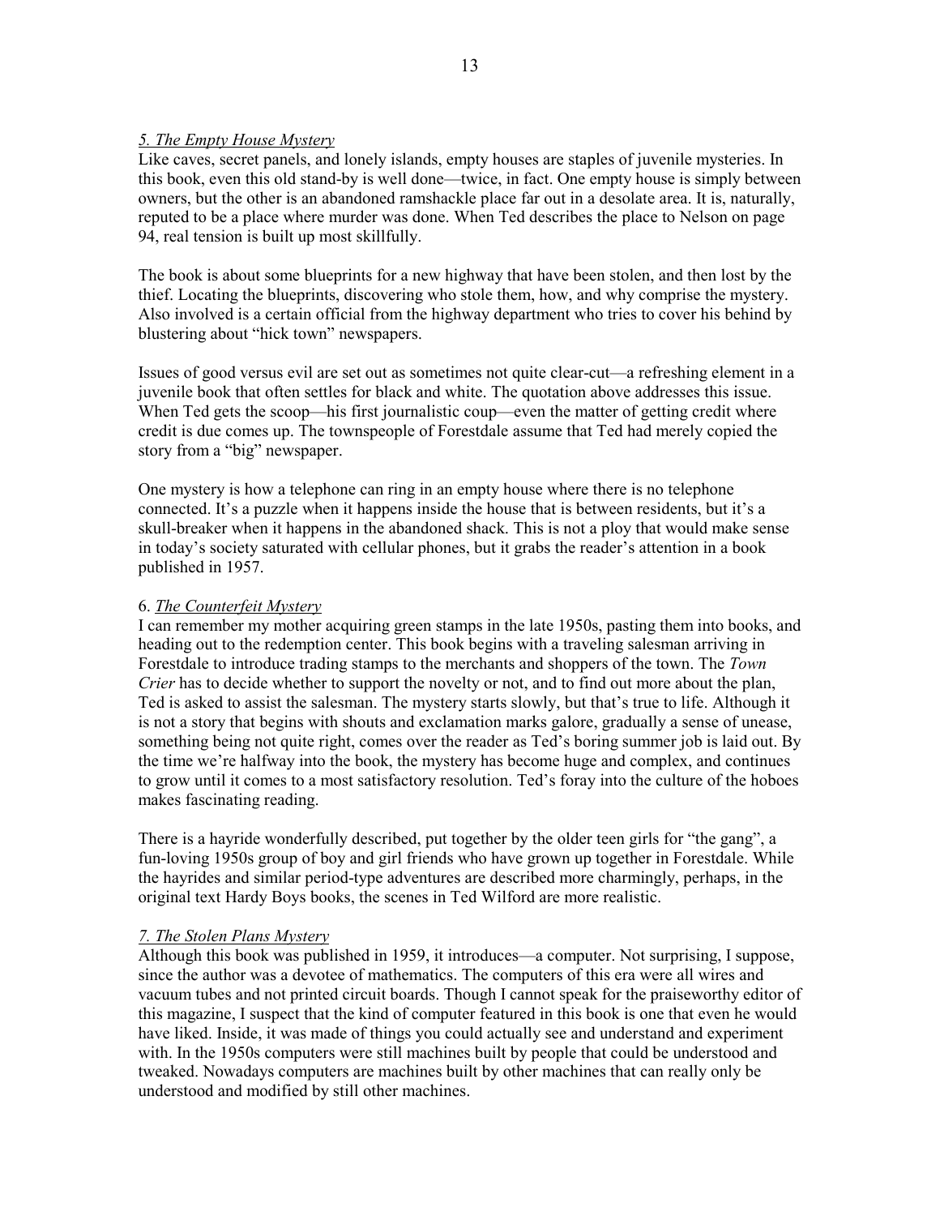*5. The Empty House Mystery*

Like caves, secret panels, and lonely islands, empty houses are staples of juvenile mysteries. In this book, even this old stand-by is well done—twice, in fact. One empty house is simply between owners, but the other is an abandoned ramshackle place far out in a desolate area. It is, naturally, reputed to be a place where murder was done. When Ted describes the place to Nelson on page 94, real tension is built up most skillfully.

The book is about some blueprints for a new highway that have been stolen, and then lost by the thief. Locating the blueprints, discovering who stole them, how, and why comprise the mystery. Also involved is a certain official from the highway department who tries to cover his behind by blustering about "hick town" newspapers.

Issues of good versus evil are set out as sometimes not quite clear-cut—a refreshing element in a juvenile book that often settles for black and white. The quotation above addresses this issue. When Ted gets the scoop—his first journalistic coup—even the matter of getting credit where credit is due comes up. The townspeople of Forestdale assume that Ted had merely copied the story from a "big" newspaper.

One mystery is how a telephone can ring in an empty house where there is no telephone connected. It's a puzzle when it happens inside the house that is between residents, but it's a skull-breaker when it happens in the abandoned shack. This is not a ploy that would make sense in today's society saturated with cellular phones, but it grabs the reader's attention in a book published in 1957.

6. *The Counterfeit Mystery*

I can remember my mother acquiring green stamps in the late 1950s, pasting them into books, and heading out to the redemption center. This book begins with a traveling salesman arriving in Forestdale to introduce trading stamps to the merchants and shoppers of the town. The *Town Crier* has to decide whether to support the novelty or not, and to find out more about the plan, Ted is asked to assist the salesman. The mystery starts slowly, but that's true to life. Although it is not a story that begins with shouts and exclamation marks galore, gradually a sense of unease, something being not quite right, comes over the reader as Ted's boring summer job is laid out. By the time we're halfway into the book, the mystery has become huge and complex, and continues to grow until it comes to a most satisfactory resolution. Ted's foray into the culture of the hoboes makes fascinating reading.

There is a hayride wonderfully described, put together by the older teen girls for "the gang", a fun-loving 1950s group of boy and girl friends who have grown up together in Forestdale. While the hayrides and similar period-type adventures are described more charmingly, perhaps, in the original text Hardy Boys books, the scenes in Ted Wilford are more realistic.

*7. The Stolen Plans Mystery*

Although this book was published in 1959, it introduces—a computer. Not surprising, I suppose, since the author was a devotee of mathematics. The computers of this era were all wires and vacuum tubes and not printed circuit boards. Though I cannot speak for the praiseworthy editor of this magazine, I suspect that the kind of computer featured in this book is one that even he would have liked. Inside, it was made of things you could actually see and understand and experiment with. In the 1950s computers were still machines built by people that could be understood and tweaked. Nowadays computers are machines built by other machines that can really only be understood and modified by still other machines.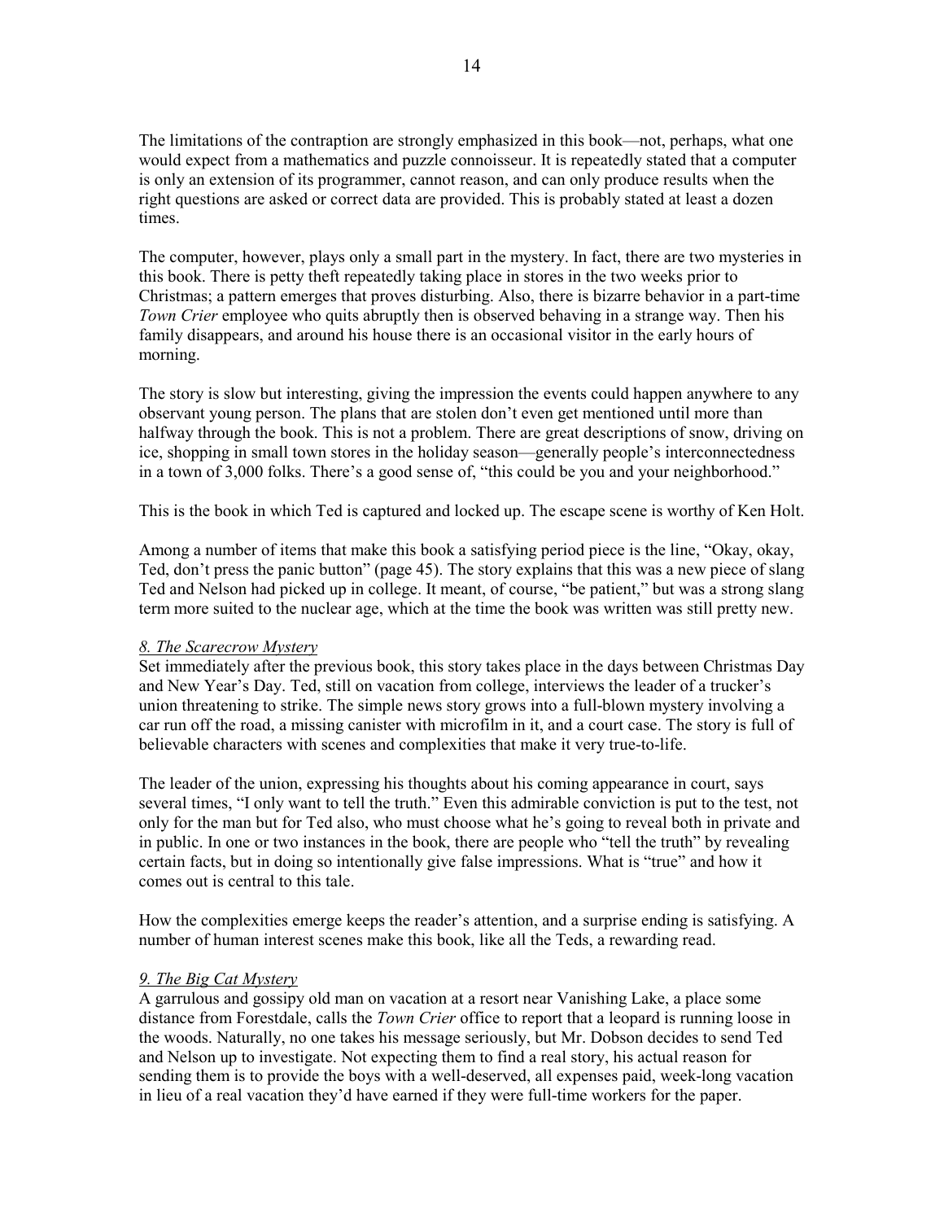The limitations of the contraption are strongly emphasized in this book—not, perhaps, what one would expect from a mathematics and puzzle connoisseur. It is repeatedly stated that a computer is only an extension of its programmer, cannot reason, and can only produce results when the right questions are asked or correct data are provided. This is probably stated at least a dozen times.

The computer, however, plays only a small part in the mystery. In fact, there are two mysteries in this book. There is petty theft repeatedly taking place in stores in the two weeks prior to Christmas; a pattern emerges that proves disturbing. Also, there is bizarre behavior in a part-time *Town Crier* employee who quits abruptly then is observed behaving in a strange way. Then his family disappears, and around his house there is an occasional visitor in the early hours of morning.

The story is slow but interesting, giving the impression the events could happen anywhere to any observant young person. The plans that are stolen don't even get mentioned until more than halfway through the book. This is not a problem. There are great descriptions of snow, driving on ice, shopping in small town stores in the holiday season—generally people's interconnectedness in a town of 3,000 folks. There's a good sense of, "this could be you and your neighborhood."

This is the book in which Ted is captured and locked up. The escape scene is worthy of Ken Holt.

Among a number of items that make this book a satisfying period piece is the line, "Okay, okay, Ted, don't press the panic button" (page 45). The story explains that this was a new piece of slang Ted and Nelson had picked up in college. It meant, of course, "be patient," but was a strong slang term more suited to the nuclear age, which at the time the book was written was still pretty new.

<u>*8. The Scarecrow Mystery*</u>

Set immediately after the previous book, this story takes place in the days between Christmas Day and New Year's Day. Ted, still on vacation from college, interviews the leader of a trucker's union threatening to strike. The simple news story grows into a full-blown mystery involving a car run off the road, a missing canister with microfilm in it, and a court case. The story is full of believable characters with scenes and complexities that make it very true-to-life.

The leader of the union, expressing his thoughts about his coming appearance in court, says several times, "I only want to tell the truth." Even this admirable conviction is put to the test, not only for the man but for Ted also, who must choose what he's going to reveal both in private and in public. In one or two instances in the book, there are people who "tell the truth" by revealing certain facts, but in doing so intentionally give false impressions. What is "true" and how it comes out is central to this tale.

How the complexities emerge keeps the reader's attention, and a surprise ending is satisfying. A number of human interest scenes make this book, like all the Teds, a rewarding read.

<u>*9. The Big Cat Mystery*</u>

A garrulous and gossipy old man on vacation at a resort near Vanishing Lake, a place some distance from Forestdale, calls the *Town Crier* office to report that a leopard is running loose in the woods. Naturally, no one takes his message seriously, but Mr. Dobson decides to send Ted and Nelson up to investigate. Not expecting them to find a real story, his actual reason for sending them is to provide the boys with a well-deserved, all expenses paid, week-long vacation in lieu of a real vacation they'd have earned if they were full-time workers for the paper.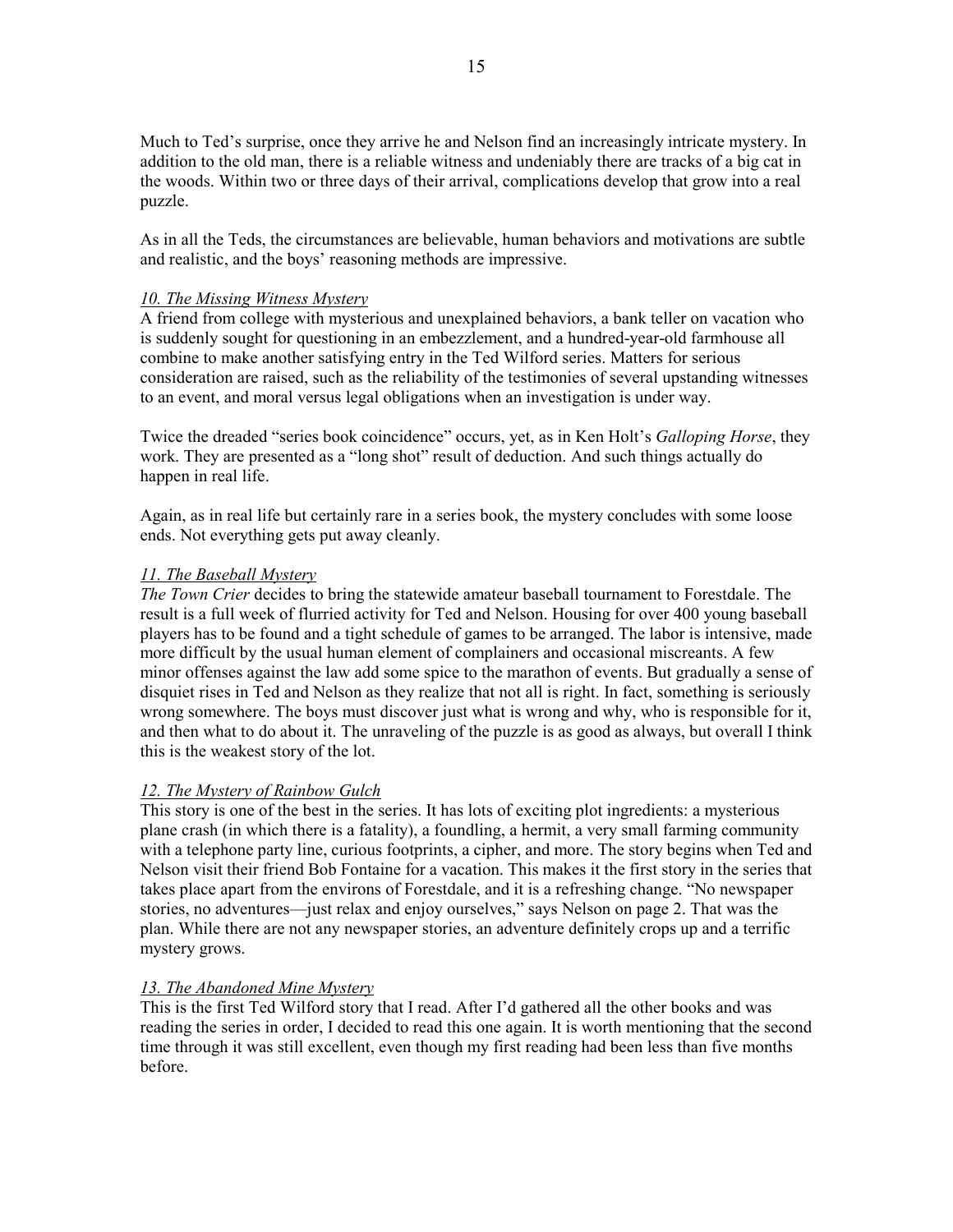Much to Ted's surprise, once they arrive he and Nelson find an increasingly intricate mystery. In addition to the old man, there is a reliable witness and undeniably there are tracks of a big cat in the woods. Within two or three days of their arrival, complications develop that grow into a real puzzle.

As in all the Teds, the circumstances are believable, human behaviors and motivations are subtle and realistic, and the boys' reasoning methods are impressive.

*10. The Missing Witness Mystery*

A friend from college with mysterious and unexplained behaviors, a bank teller on vacation who is suddenly sought for questioning in an embezzlement, and a hundred-year-old farmhouse all combine to make another satisfying entry in the Ted Wilford series. Matters for serious consideration are raised, such as the reliability of the testimonies of several upstanding witnesses to an event, and moral versus legal obligations when an investigation is under way.

Twice the dreaded "series book coincidence" occurs, yet, as in Ken Holt's *Galloping Horse*, they work. They are presented as a "long shot" result of deduction. And such things actually do happen in real life.

Again, as in real life but certainly rare in a series book, the mystery concludes with some loose ends. Not everything gets put away cleanly.

*11. The Baseball Mystery*

*The Town Crier* decides to bring the statewide amateur baseball tournament to Forestdale. The result is a full week of flurried activity for Ted and Nelson. Housing for over 400 young baseball players has to be found and a tight schedule of games to be arranged. The labor is intensive, made more difficult by the usual human element of complainers and occasional miscreants. A few minor offenses against the law add some spice to the marathon of events. But gradually a sense of disquiet rises in Ted and Nelson as they realize that not all is right. In fact, something is seriously wrong somewhere. The boys must discover just what is wrong and why, who is responsible for it, and then what to do about it. The unraveling of the puzzle is as good as always, but overall I think this is the weakest story of the lot.

*12. The Mystery of Rainbow Gulch*

This story is one of the best in the series. It has lots of exciting plot ingredients: a mysterious plane crash (in which there is a fatality), a foundling, a hermit, a very small farming community with a telephone party line, curious footprints, a cipher, and more. The story begins when Ted and Nelson visit their friend Bob Fontaine for a vacation. This makes it the first story in the series that takes place apart from the environs of Forestdale, and it is a refreshing change. "No newspaper stories, no adventures—just relax and enjoy ourselves," says Nelson on page 2. That was the plan. While there are not any newspaper stories, an adventure definitely crops up and a terrific mystery grows.

*13. The Abandoned Mine Mystery*

This is the first Ted Wilford story that I read. After I'd gathered all the other books and was reading the series in order, I decided to read this one again. It is worth mentioning that the second time through it was still excellent, even though my first reading had been less than five months before.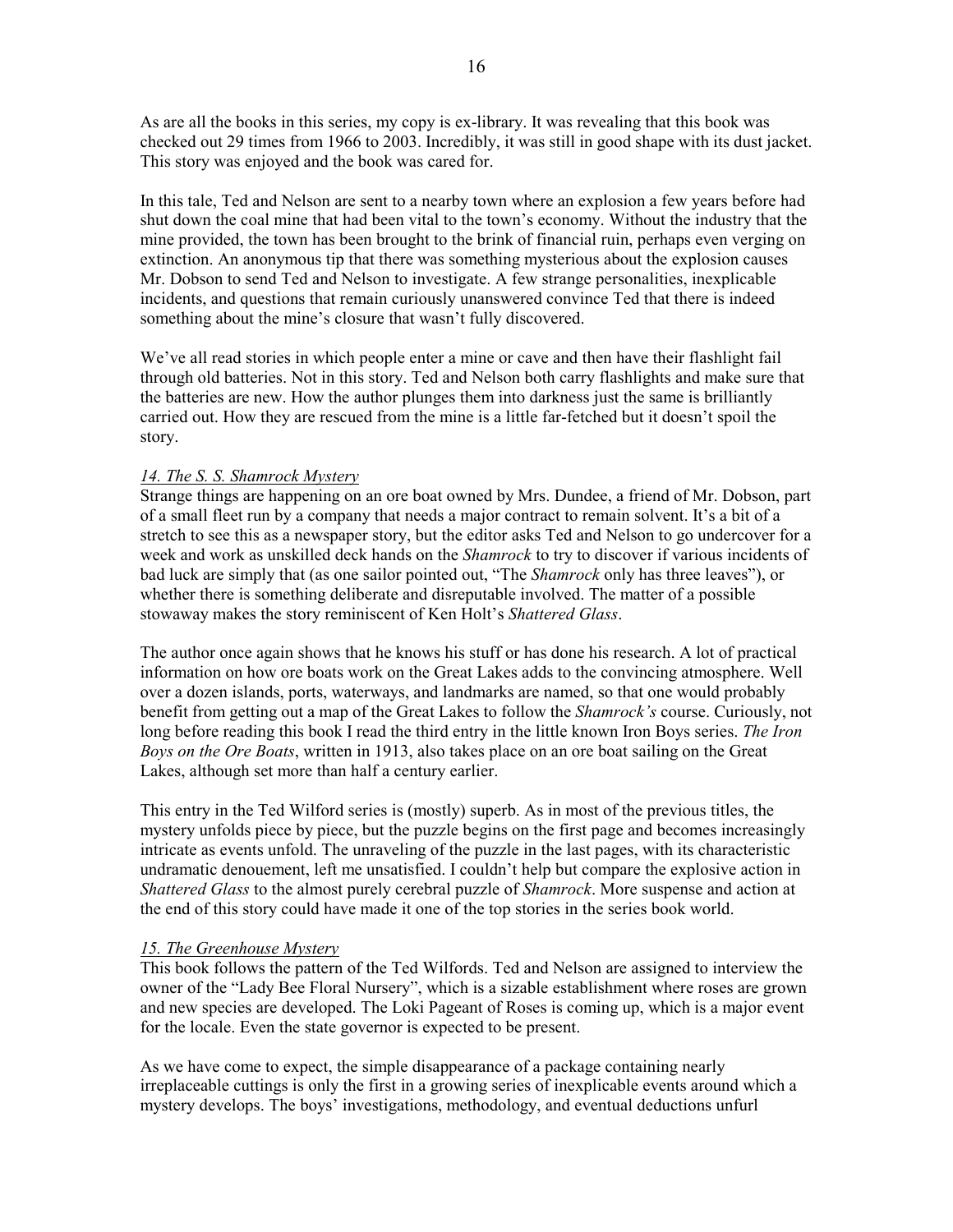As are all the books in this series, my copy is ex-library. It was revealing that this book was checked out 29 times from 1966 to 2003. Incredibly, it was still in good shape with its dust jacket. This story was enjoyed and the book was cared for.

In this tale, Ted and Nelson are sent to a nearby town where an explosion a few years before had shut down the coal mine that had been vital to the town's economy. Without the industry that the mine provided, the town has been brought to the brink of financial ruin, perhaps even verging on extinction. An anonymous tip that there was something mysterious about the explosion causes Mr. Dobson to send Ted and Nelson to investigate. A few strange personalities, inexplicable incidents, and questions that remain curiously unanswered convince Ted that there is indeed something about the mine's closure that wasn't fully discovered.

We've all read stories in which people enter a mine or cave and then have their flashlight fail through old batteries. Not in this story. Ted and Nelson both carry flashlights and make sure that the batteries are new. How the author plunges them into darkness just the same is brilliantly carried out. How they are rescued from the mine is a little far-fetched but it doesn't spoil the story.

<u>*14. The S. S. Shamrock Mystery*</u>

Strange things are happening on an ore boat owned by Mrs. Dundee, a friend of Mr. Dobson, part of a small fleet run by a company that needs a major contract to remain solvent. It's a bit of a stretch to see this as a newspaper story, but the editor asks Ted and Nelson to go undercover for a week and work as unskilled deck hands on the *Shamrock* to try to discover if various incidents of bad luck are simply that (as one sailor pointed out, "The *Shamrock* only has three leaves"), or whether there is something deliberate and disreputable involved. The matter of a possible stowaway makes the story reminiscent of Ken Holt's *Shattered Glass*.

The author once again shows that he knows his stuff or has done his research. A lot of practical information on how ore boats work on the Great Lakes adds to the convincing atmosphere. Well over a dozen islands, ports, waterways, and landmarks are named, so that one would probably benefit from getting out a map of the Great Lakes to follow the *Shamrock's* course. Curiously, not long before reading this book I read the third entry in the little known Iron Boys series. *The Iron Boys on the Ore Boats*, written in 1913, also takes place on an ore boat sailing on the Great Lakes, although set more than half a century earlier.

This entry in the Ted Wilford series is (mostly) superb. As in most of the previous titles, the mystery unfolds piece by piece, but the puzzle begins on the first page and becomes increasingly intricate as events unfold. The unraveling of the puzzle in the last pages, with its characteristic undramatic denouement, left me unsatisfied. I couldn't help but compare the explosive action in *Shattered Glass* to the almost purely cerebral puzzle of *Shamrock*. More suspense and action at the end of this story could have made it one of the top stories in the series book world.

<u>*15. The Greenhouse Mystery*</u>

This book follows the pattern of the Ted Wilfords. Ted and Nelson are assigned to interview the owner of the "Lady Bee Floral Nursery", which is a sizable establishment where roses are grown and new species are developed. The Loki Pageant of Roses is coming up, which is a major event for the locale. Even the state governor is expected to be present.

As we have come to expect, the simple disappearance of a package containing nearly irreplaceable cuttings is only the first in a growing series of inexplicable events around which a mystery develops. The boys' investigations, methodology, and eventual deductions unfurl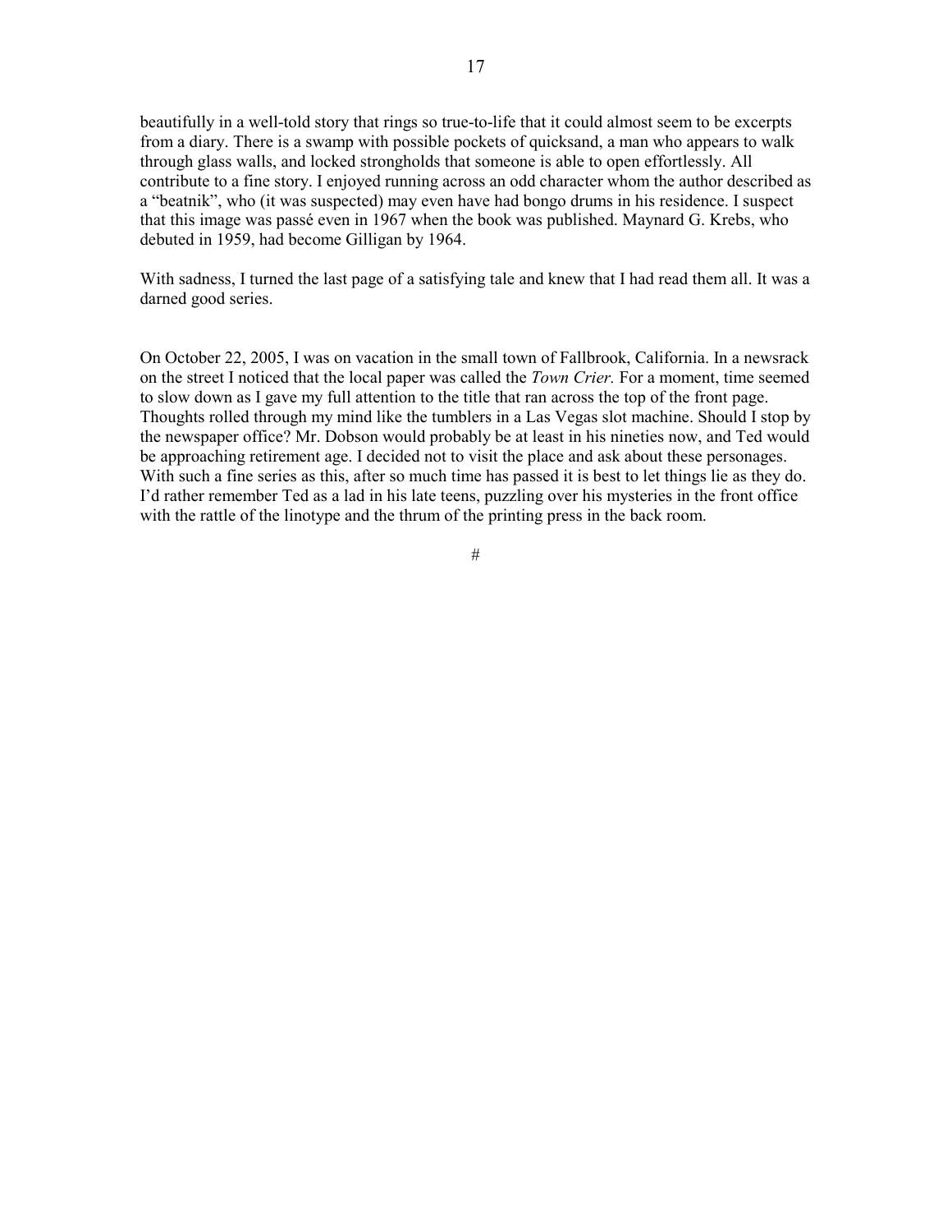beautifully in a well-told story that rings so true-to-life that it could almost seem to be excerpts from a diary. There is a swamp with possible pockets of quicksand, a man who appears to walk through glass walls, and locked strongholds that someone is able to open effortlessly. All contribute to a fine story. I enjoyed running across an odd character whom the author described as a "beatnik", who (it was suspected) may even have had bongo drums in his residence. I suspect that this image was passé even in 1967 when the book was published. Maynard G. Krebs, who debuted in 1959, had become Gilligan by 1964.

With sadness, I turned the last page of a satisfying tale and knew that I had read them all. It was a darned good series.

On October 22, 2005, I was on vacation in the small town of Fallbrook, California. In a newsrack on the street I noticed that the local paper was called the *Town Crier.* For a moment, time seemed to slow down as I gave my full attention to the title that ran across the top of the front page. Thoughts rolled through my mind like the tumblers in a Las Vegas slot machine. Should I stop by the newspaper office? Mr. Dobson would probably be at least in his nineties now, and Ted would be approaching retirement age. I decided not to visit the place and ask about these personages. With such a fine series as this, after so much time has passed it is best to let things lie as they do. I'd rather remember Ted as a lad in his late teens, puzzling over his mysteries in the front office with the rattle of the linotype and the thrum of the printing press in the back room.

#